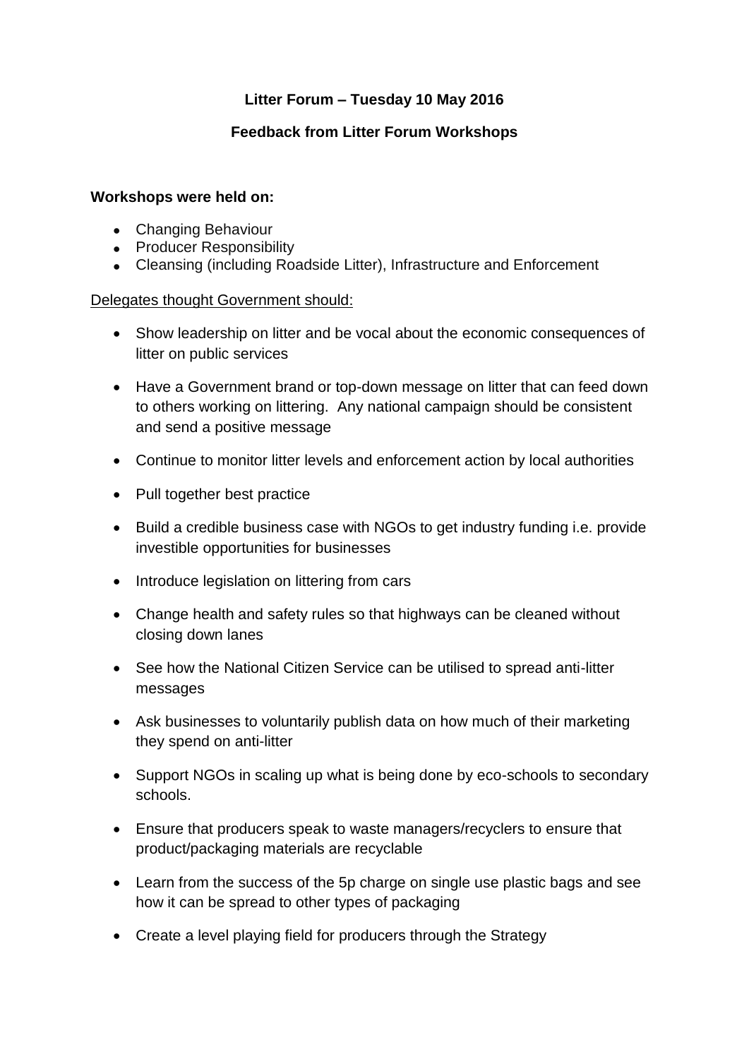**Litter Forum – Tuesday 10 May 2016**

**Feedback from Litter Forum Workshops**

**Workshops were held on:**

- Changing Behaviour
- Producer Responsibility
- Cleansing (including Roadside Litter), Infrastructure and Enforcement

<u>Delegates thought Government should:</u>

- Show leadership on litter and be vocal about the economic consequences of litter on public services
- Have a Government brand or top-down message on litter that can feed down to others working on littering. Any national campaign should be consistent and send a positive message
- Continue to monitor litter levels and enforcement action by local authorities
- Pull together best practice
- Build a credible business case with NGOs to get industry funding i.e. provide investible opportunities for businesses
- Introduce legislation on littering from cars
- Change health and safety rules so that highways can be cleaned without closing down lanes
- See how the National Citizen Service can be utilised to spread anti-litter messages
- Ask businesses to voluntarily publish data on how much of their marketing they spend on anti-litter
- Support NGOs in scaling up what is being done by eco-schools to secondary schools.
- Ensure that producers speak to waste managers/recyclers to ensure that product/packaging materials are recyclable
- Learn from the success of the 5p charge on single use plastic bags and see how it can be spread to other types of packaging
- Create a level playing field for producers through the Strategy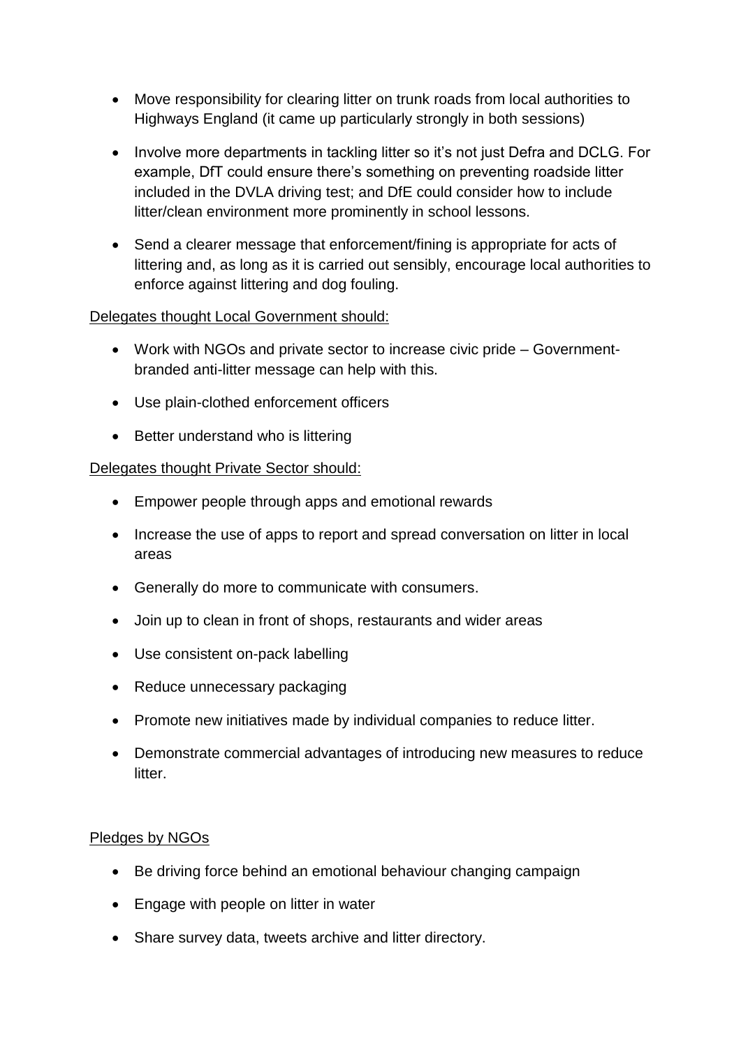- Move responsibility for clearing litter on trunk roads from local authorities to Highways England (it came up particularly strongly in both sessions)
- Involve more departments in tackling litter so it's not just Defra and DCLG. For example, DfT could ensure there's something on preventing roadside litter included in the DVLA driving test; and DfE could consider how to include litter/clean environment more prominently in school lessons.
- Send a clearer message that enforcement/fining is appropriate for acts of littering and, as long as it is carried out sensibly, encourage local authorities to enforce against littering and dog fouling.

<u>Delegates thought Local Government should:</u>

- Work with NGOs and private sector to increase civic pride – Government-branded anti-litter message can help with this.
- Use plain-clothed enforcement officers
- Better understand who is littering

<u>Delegates thought Private Sector should:</u>

- Empower people through apps and emotional rewards
- Increase the use of apps to report and spread conversation on litter in local areas
- Generally do more to communicate with consumers.
- Join up to clean in front of shops, restaurants and wider areas
- Use consistent on-pack labelling
- Reduce unnecessary packaging
- Promote new initiatives made by individual companies to reduce litter.
- Demonstrate commercial advantages of introducing new measures to reduce litter.

<u>Pledges by NGOs</u>

- Be driving force behind an emotional behaviour changing campaign
- Engage with people on litter in water
- Share survey data, tweets archive and litter directory.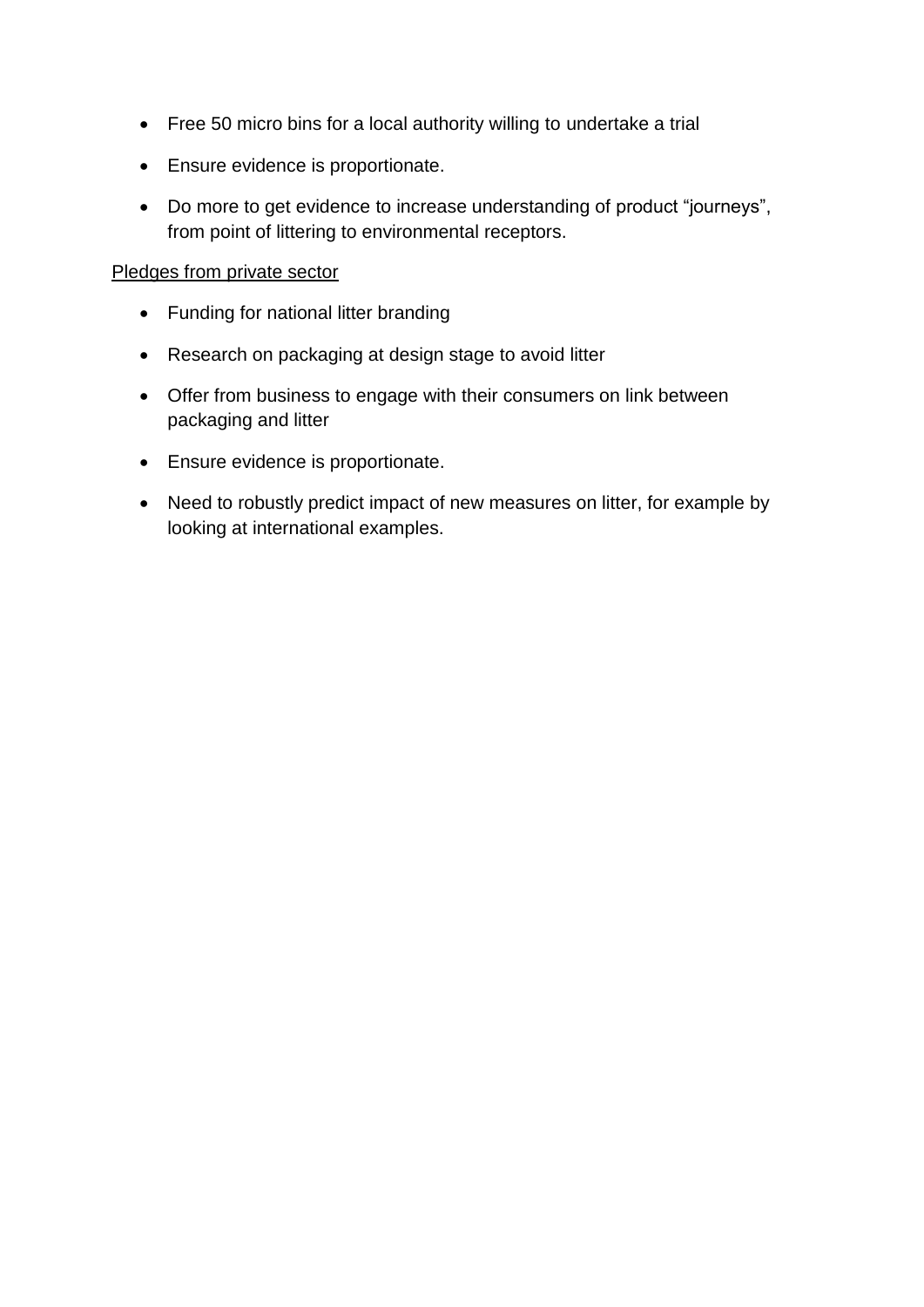- Free 50 micro bins for a local authority willing to undertake a trial
- Ensure evidence is proportionate.
- Do more to get evidence to increase understanding of product "journeys", from point of littering to environmental receptors.

<u>Pledges from private sector</u>

- Funding for national litter branding
- Research on packaging at design stage to avoid litter
- Offer from business to engage with their consumers on link between packaging and litter
- Ensure evidence is proportionate.
- Need to robustly predict impact of new measures on litter, for example by looking at international examples.